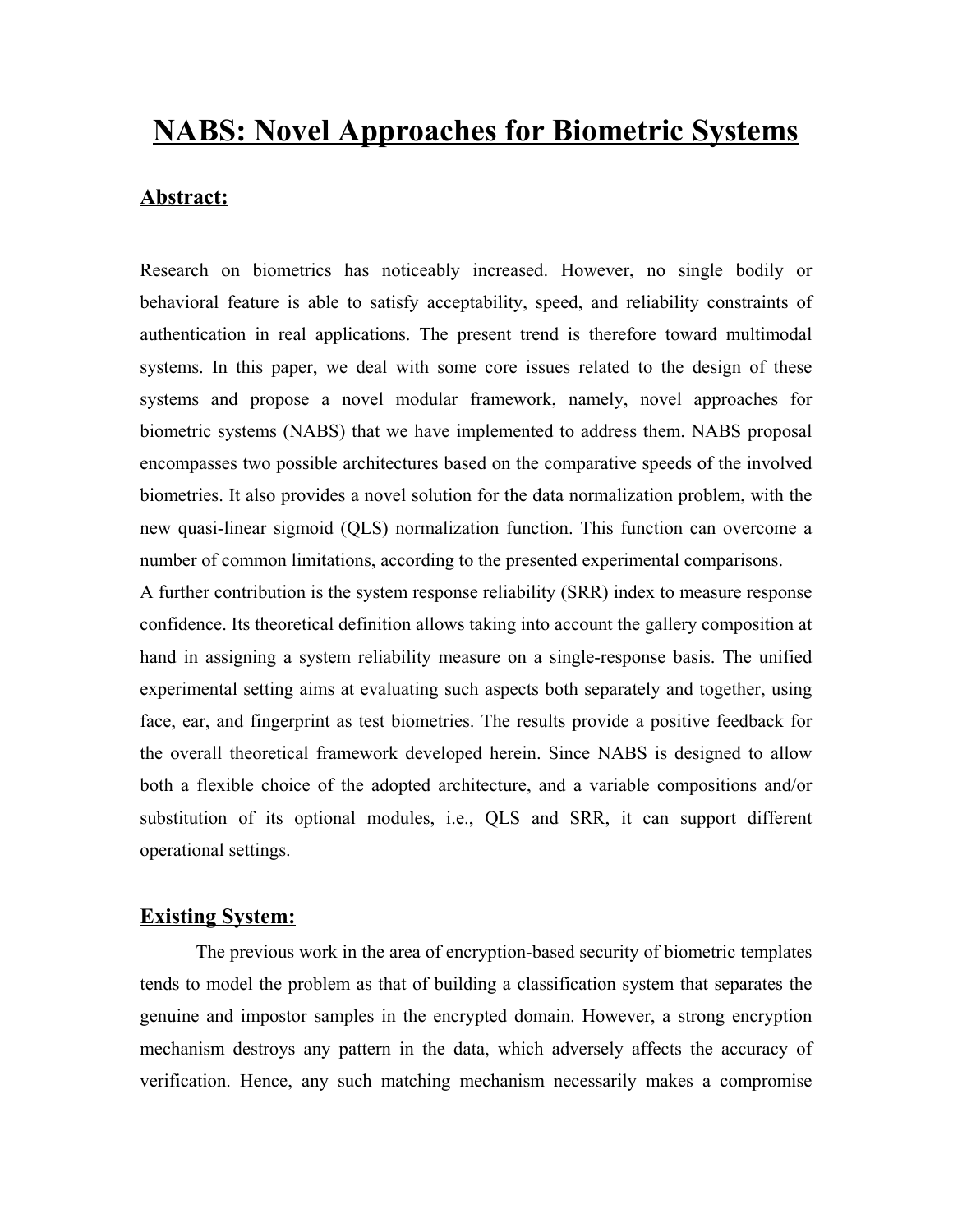# NABS: Novel Approaches for Biometric Systems

## Abstract:

Research on biometrics has noticeably increased. However, no single bodily or behavioral feature is able to satisfy acceptability, speed, and reliability constraints of authentication in real applications. The present trend is therefore toward multimodal systems. In this paper, we deal with some core issues related to the design of these systems and propose a novel modular framework, namely, novel approaches for biometric systems (NABS) that we have implemented to address them. NABS proposal encompasses two possible architectures based on the comparative speeds of the involved biometries. It also provides a novel solution for the data normalization problem, with the new quasi-linear sigmoid (QLS) normalization function. This function can overcome a number of common limitations, according to the presented experimental comparisons.
A further contribution is the system response reliability (SRR) index to measure response confidence. Its theoretical definition allows taking into account the gallery composition at hand in assigning a system reliability measure on a single-response basis. The unified experimental setting aims at evaluating such aspects both separately and together, using face, ear, and fingerprint as test biometries. The results provide a positive feedback for the overall theoretical framework developed herein. Since NABS is designed to allow both a flexible choice of the adopted architecture, and a variable compositions and/or substitution of its optional modules, i.e., QLS and SRR, it can support different operational settings.

## Existing System:

The previous work in the area of encryption-based security of biometric templates tends to model the problem as that of building a classification system that separates the genuine and impostor samples in the encrypted domain. However, a strong encryption mechanism destroys any pattern in the data, which adversely affects the accuracy of verification. Hence, any such matching mechanism necessarily makes a compromise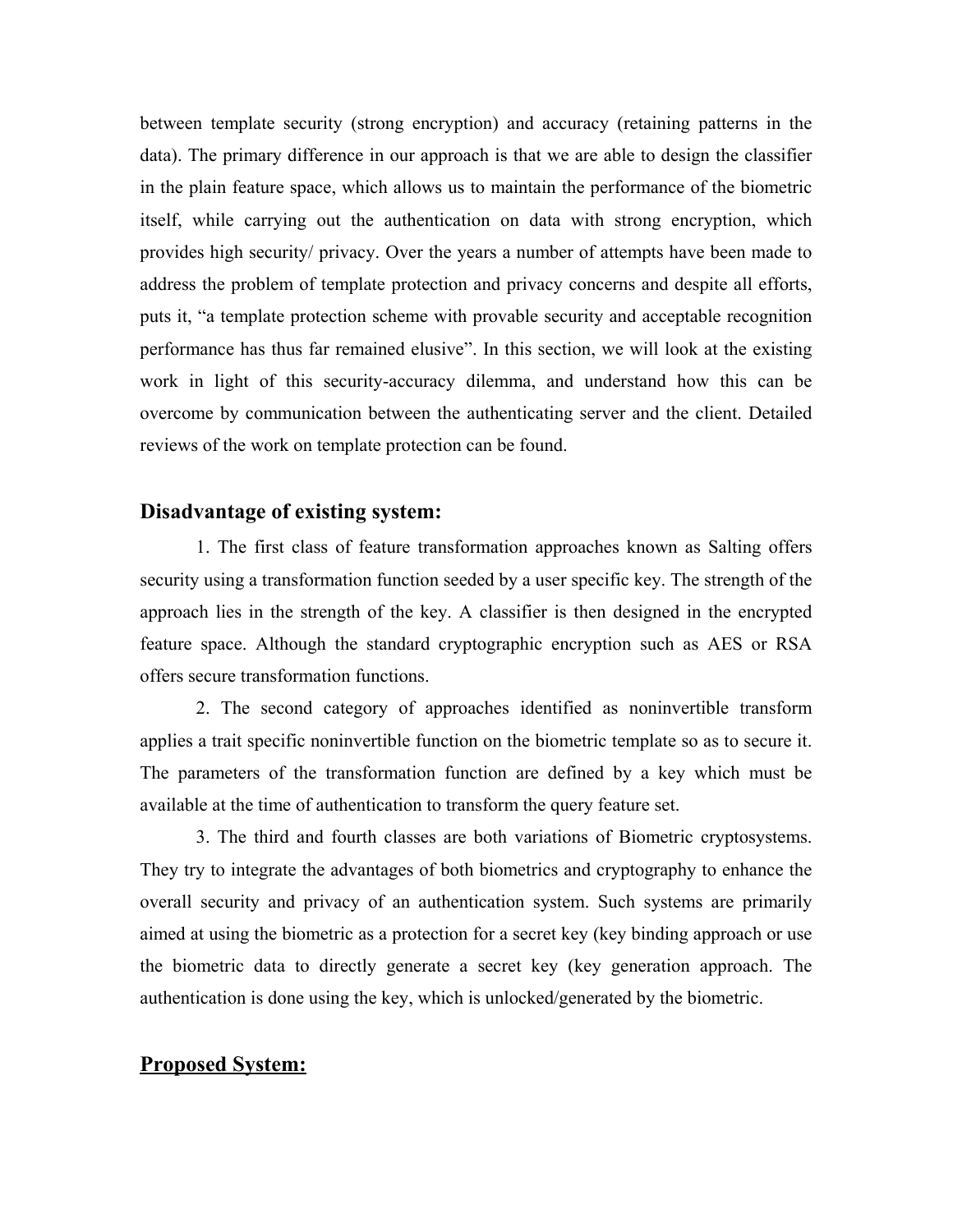between template security (strong encryption) and accuracy (retaining patterns in the data). The primary difference in our approach is that we are able to design the classifier in the plain feature space, which allows us to maintain the performance of the biometric itself, while carrying out the authentication on data with strong encryption, which provides high security/ privacy. Over the years a number of attempts have been made to address the problem of template protection and privacy concerns and despite all efforts, puts it, "a template protection scheme with provable security and acceptable recognition performance has thus far remained elusive". In this section, we will look at the existing work in light of this security-accuracy dilemma, and understand how this can be overcome by communication between the authenticating server and the client. Detailed reviews of the work on template protection can be found.

## Disadvantage of existing system:

1. The first class of feature transformation approaches known as Salting offers security using a transformation function seeded by a user specific key. The strength of the approach lies in the strength of the key. A classifier is then designed in the encrypted feature space. Although the standard cryptographic encryption such as AES or RSA offers secure transformation functions.

2. The second category of approaches identified as noninvertible transform applies a trait specific noninvertible function on the biometric template so as to secure it. The parameters of the transformation function are defined by a key which must be available at the time of authentication to transform the query feature set.

3. The third and fourth classes are both variations of Biometric cryptosystems. They try to integrate the advantages of both biometrics and cryptography to enhance the overall security and privacy of an authentication system. Such systems are primarily aimed at using the biometric as a protection for a secret key (key binding approach or use the biometric data to directly generate a secret key (key generation approach. The authentication is done using the key, which is unlocked/generated by the biometric.

## Proposed System: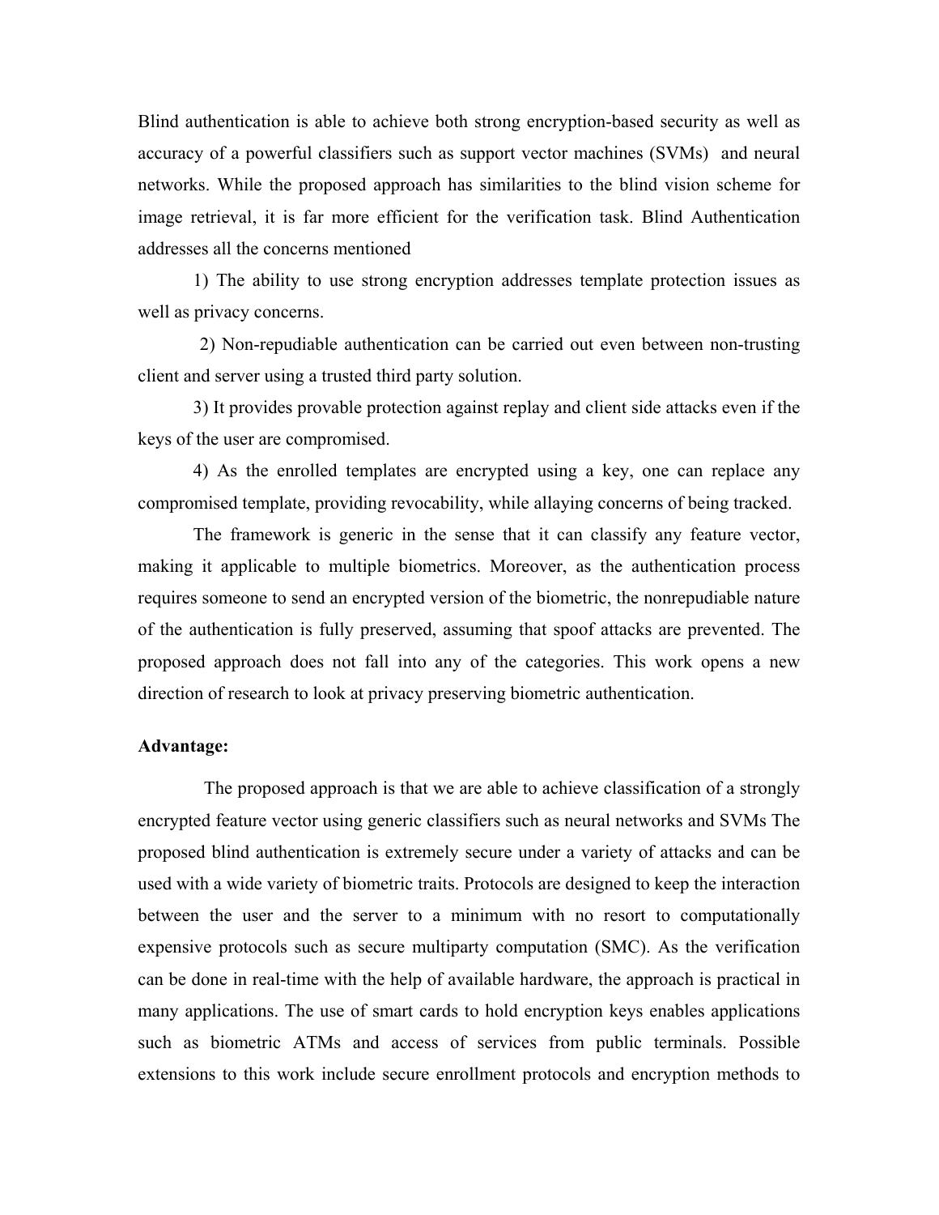Blind authentication is able to achieve both strong encryption-based security as well as accuracy of a powerful classifiers such as support vector machines (SVMs) and neural networks. While the proposed approach has similarities to the blind vision scheme for image retrieval, it is far more efficient for the verification task. Blind Authentication addresses all the concerns mentioned

1) The ability to use strong encryption addresses template protection issues as well as privacy concerns.

2) Non-repudiable authentication can be carried out even between non-trusting client and server using a trusted third party solution.

3) It provides provable protection against replay and client side attacks even if the keys of the user are compromised.

4) As the enrolled templates are encrypted using a key, one can replace any compromised template, providing revocability, while allaying concerns of being tracked.

The framework is generic in the sense that it can classify any feature vector, making it applicable to multiple biometrics. Moreover, as the authentication process requires someone to send an encrypted version of the biometric, the nonrepudiable nature of the authentication is fully preserved, assuming that spoof attacks are prevented. The proposed approach does not fall into any of the categories. This work opens a new direction of research to look at privacy preserving biometric authentication.

**Advantage:**

The proposed approach is that we are able to achieve classification of a strongly encrypted feature vector using generic classifiers such as neural networks and SVMs The proposed blind authentication is extremely secure under a variety of attacks and can be used with a wide variety of biometric traits. Protocols are designed to keep the interaction between the user and the server to a minimum with no resort to computationally expensive protocols such as secure multiparty computation (SMC). As the verification can be done in real-time with the help of available hardware, the approach is practical in many applications. The use of smart cards to hold encryption keys enables applications such as biometric ATMs and access of services from public terminals. Possible extensions to this work include secure enrollment protocols and encryption methods to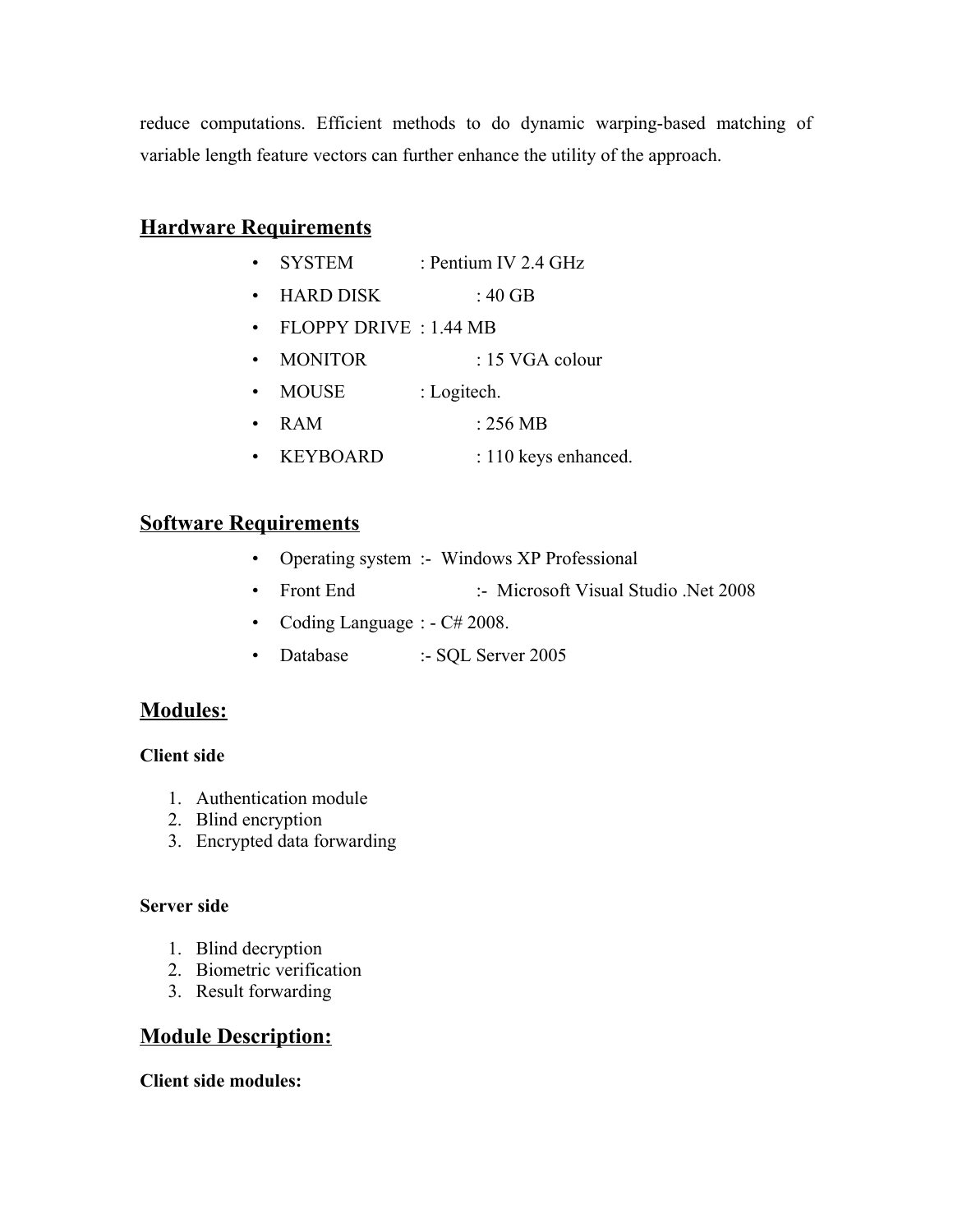reduce computations. Efficient methods to do dynamic warping-based matching of variable length feature vectors can further enhance the utility of the approach.

## Hardware Requirements

- SYSTEM : Pentium IV 2.4 GHz
- HARD DISK : 40 GB
- FLOPPY DRIVE : 1.44 MB
- MONITOR : 15 VGA colour
- MOUSE : Logitech.
- RAM : 256 MB
- KEYBOARD : 110 keys enhanced.

## Software Requirements

- Operating system :- Windows XP Professional
- Front End :- Microsoft Visual Studio .Net 2008
- Coding Language : - C# 2008.
- Database :- SQL Server 2005

## Modules:

**Client side**

1. Authentication module
2. Blind encryption
3. Encrypted data forwarding

**Server side**

1. Blind decryption
2. Biometric verification
3. Result forwarding

## Module Description:

**Client side modules:**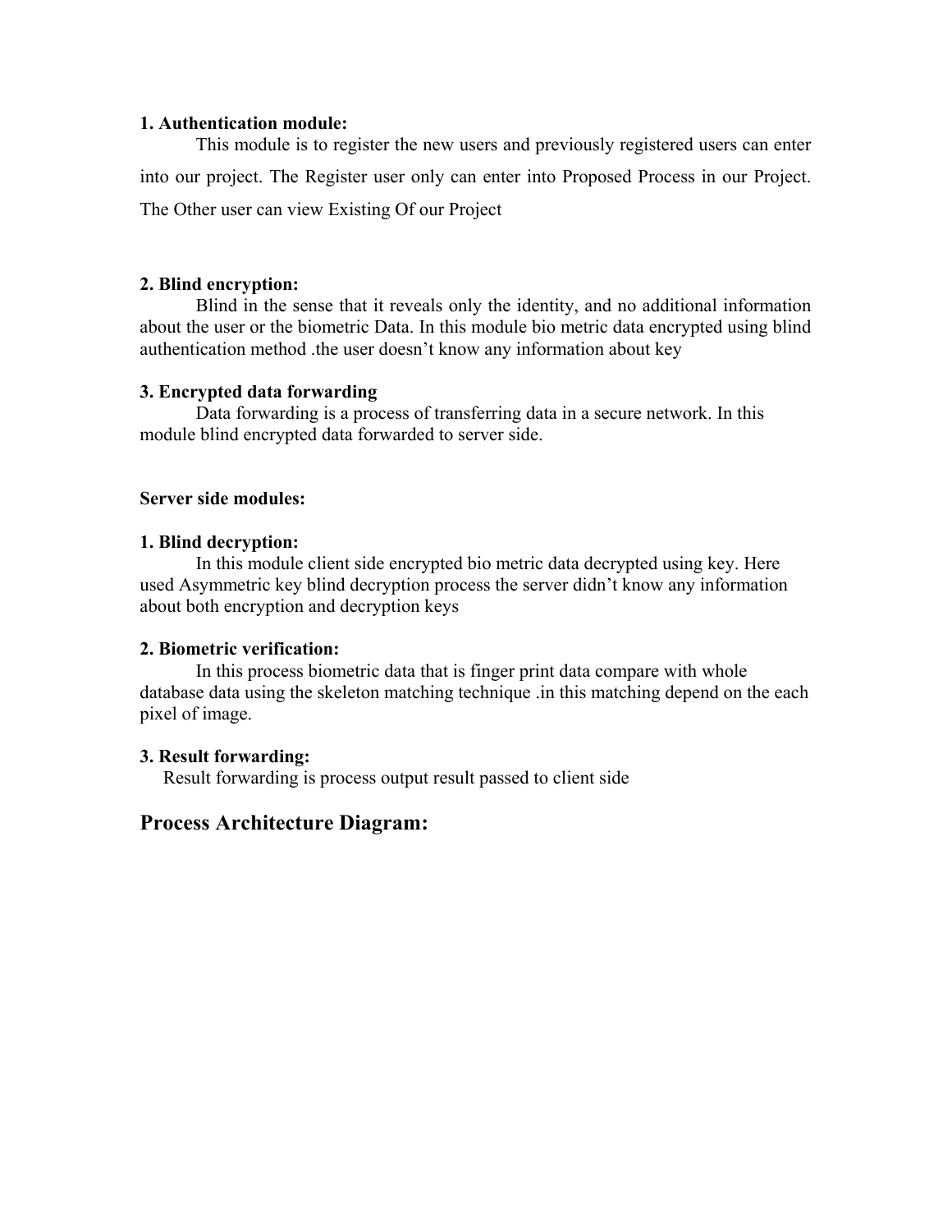**1. Authentication module:**

This module is to register the new users and previously registered users can enter into our project. The Register user only can enter into Proposed Process in our Project. The Other user can view Existing Of our Project

**2. Blind encryption:**

Blind in the sense that it reveals only the identity, and no additional information about the user or the biometric Data. In this module bio metric data encrypted using blind authentication method .the user doesn't know any information about key

**3. Encrypted data forwarding**

Data forwarding is a process of transferring data in a secure network. In this module blind encrypted data forwarded to server side.

**Server side modules:**

**1. Blind decryption:**

In this module client side encrypted bio metric data decrypted using key. Here used Asymmetric key blind decryption process the server didn't know any information about both encryption and decryption keys

**2. Biometric verification:**

In this process biometric data that is finger print data compare with whole database data using the skeleton matching technique .in this matching depend on the each pixel of image.

**3. Result forwarding:**

Result forwarding is process output result passed to client side

## Process Architecture Diagram: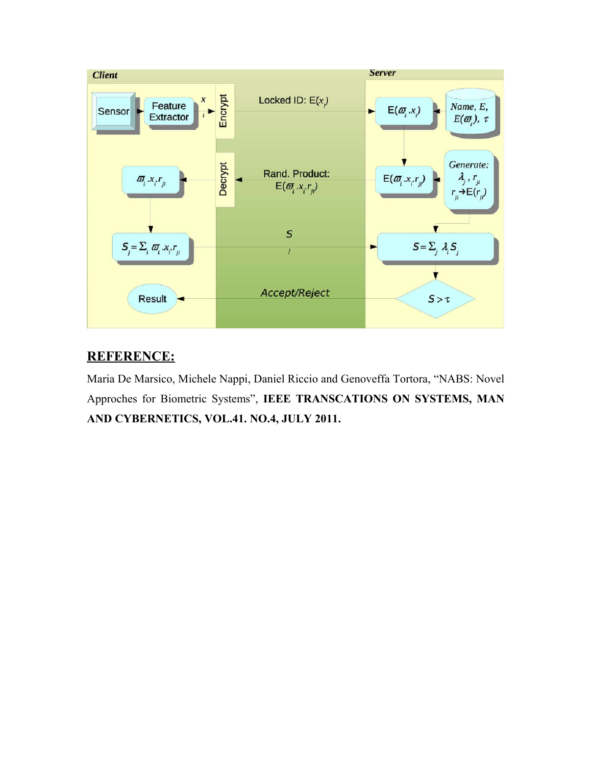Client

Server

Sensor

Feature Extractor

$x_i$

Encrypt

Locked ID: $E(x_i)$

$E(\varpi_i . x_i)$

Name, E, $E(\varpi_i)$, $\tau$

$\varpi_i . x_i . r_{ji}$

Decrypt

Rand. Product: $E(\varpi_i . x_i . r_{ji})$

$E(\varpi_i . x_i . r_{ji})$

Generate: $\lambda_j$, $r_{ji}$ $r_{ji} \rightarrow E(r_{ji})$

$S_j = \Sigma_i \varpi_i . x_i . r_{ji}$

$S_j$

$S = \Sigma_j \lambda_i S_j$

Result

Accept/Reject

$S > \tau$

## <u>REFERENCE:</u>

Maria De Marsico, Michele Nappi, Daniel Riccio and Genoveffa Tortora, "NABS: Novel Approches for Biometric Systems", **IEEE TRANSCATIONS ON SYSTEMS, MAN AND CYBERNETICS, VOL.41. NO.4, JULY 2011.**